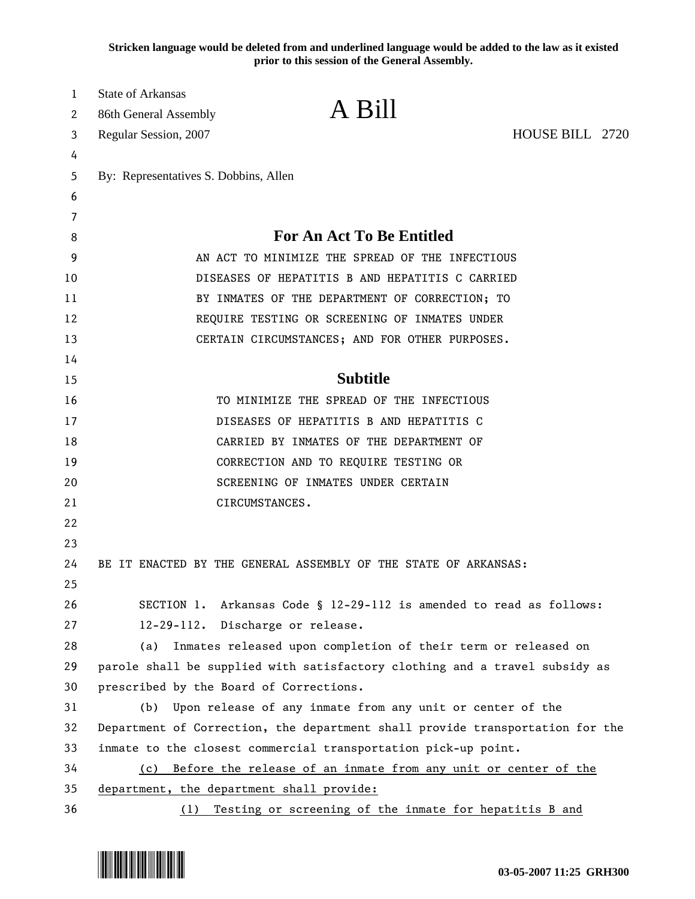**Stricken language would be deleted from and underlined language would be added to the law as it existed prior to this session of the General Assembly.**

State of Arkansas
86th General Assembly
Regular Session, 2007

# A Bill

HOUSE BILL 2720

By: Representatives S. Dobbins, Allen

## For An Act To Be Entitled

AN ACT TO MINIMIZE THE SPREAD OF THE INFECTIOUS DISEASES OF HEPATITIS B AND HEPATITIS C CARRIED BY INMATES OF THE DEPARTMENT OF CORRECTION; TO REQUIRE TESTING OR SCREENING OF INMATES UNDER CERTAIN CIRCUMSTANCES; AND FOR OTHER PURPOSES.

## Subtitle

TO MINIMIZE THE SPREAD OF THE INFECTIOUS DISEASES OF HEPATITIS B AND HEPATITIS C CARRIED BY INMATES OF THE DEPARTMENT OF CORRECTION AND TO REQUIRE TESTING OR SCREENING OF INMATES UNDER CERTAIN CIRCUMSTANCES.

BE IT ENACTED BY THE GENERAL ASSEMBLY OF THE STATE OF ARKANSAS:

SECTION 1. Arkansas Code § 12-29-112 is amended to read as follows:

12-29-112. Discharge or release.

(a) Inmates released upon completion of their term or released on parole shall be supplied with satisfactory clothing and a travel subsidy as prescribed by the Board of Corrections.

(b) Upon release of any inmate from any unit or center of the Department of Correction, the department shall provide transportation for the inmate to the closest commercial transportation pick-up point.

<u>(c) Before the release of an inmate from any unit or center of the department, the department shall provide:</u>

<u>(1) Testing or screening of the inmate for hepatitis B and</u>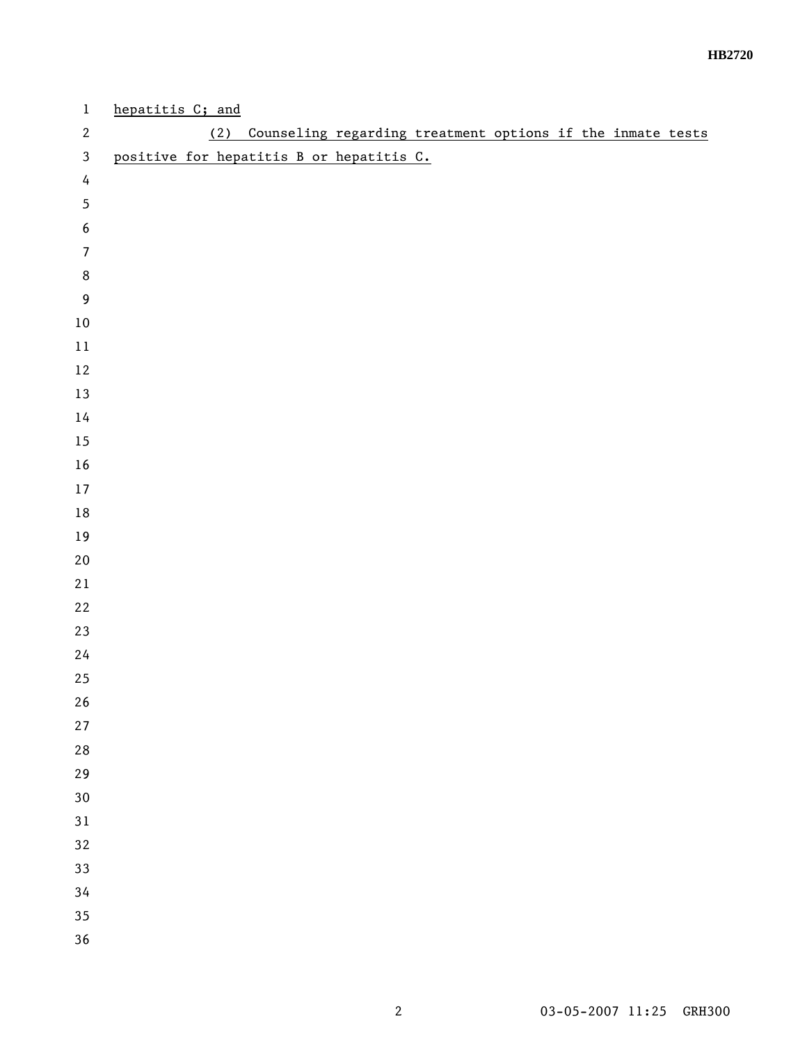hepatitis C; and

(2) Counseling regarding treatment options if the inmate tests positive for hepatitis B or hepatitis C.